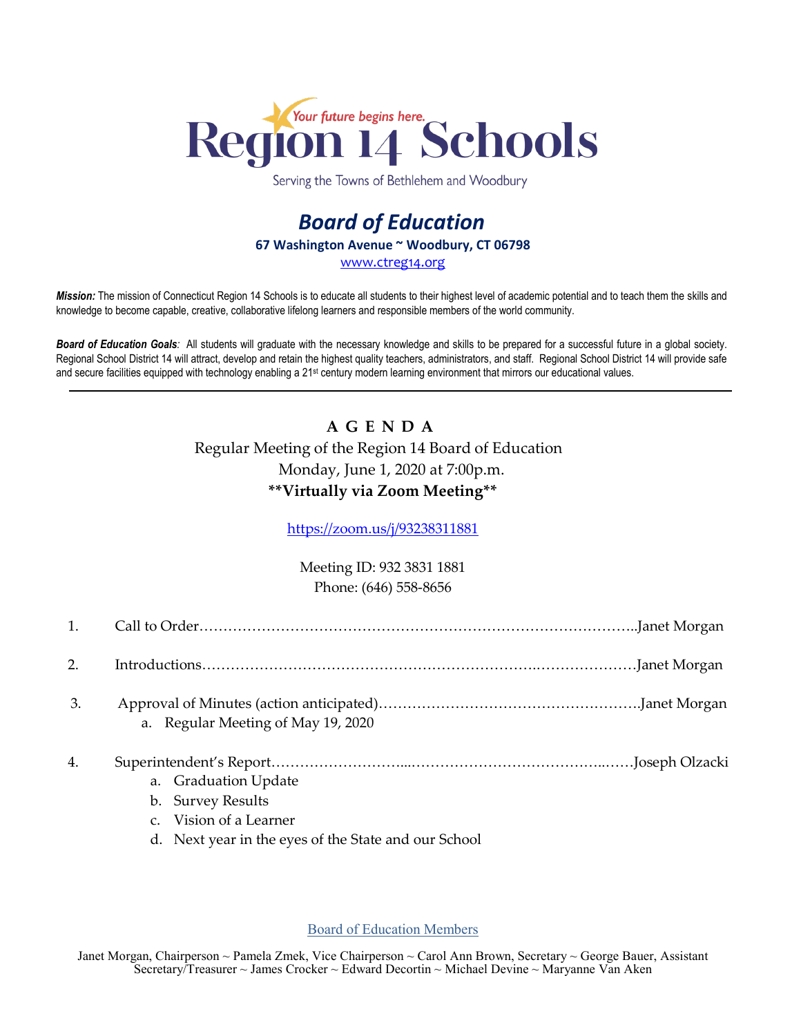# Region 14 Schools

*Your future begins here.*

Serving the Towns of Bethlehem and Woodbury

## *Board of Education*

**67 Washington Avenue ~ Woodbury, CT 06798**

www.ctreg14.org

***Mission:*** The mission of Connecticut Region 14 Schools is to educate all students to their highest level of academic potential and to teach them the skills and knowledge to become capable, creative, collaborative lifelong learners and responsible members of the world community.

***Board of Education Goals:*** All students will graduate with the necessary knowledge and skills to be prepared for a successful future in a global society. Regional School District 14 will attract, develop and retain the highest quality teachers, administrators, and staff. Regional School District 14 will provide safe and secure facilities equipped with technology enabling a 21st century modern learning environment that mirrors our educational values.

---

**A G E N D A**

Regular Meeting of the Region 14 Board of Education

Monday, June 1, 2020 at 7:00p.m.

****Virtually via Zoom Meeting****

https://zoom.us/j/93238311881

Meeting ID: 932 3831 1881

Phone: (646) 558-8656

1. Call to Order……………………………………………………………………………..Janet Morgan

2. Introductions………………………………………………………….…………………Janet Morgan

3. Approval of Minutes (action anticipated)……………………………………………….Janet Morgan
   a. Regular Meeting of May 19, 2020

4. Superintendent's Report………………………...…………………………………..……Joseph Olzacki
   a. Graduation Update
   b. Survey Results
   c. Vision of a Learner
   d. Next year in the eyes of the State and our School

Board of Education Members

Janet Morgan, Chairperson ~ Pamela Zmek, Vice Chairperson ~ Carol Ann Brown, Secretary ~ George Bauer, Assistant Secretary/Treasurer ~ James Crocker ~ Edward Decortin ~ Michael Devine ~ Maryanne Van Aken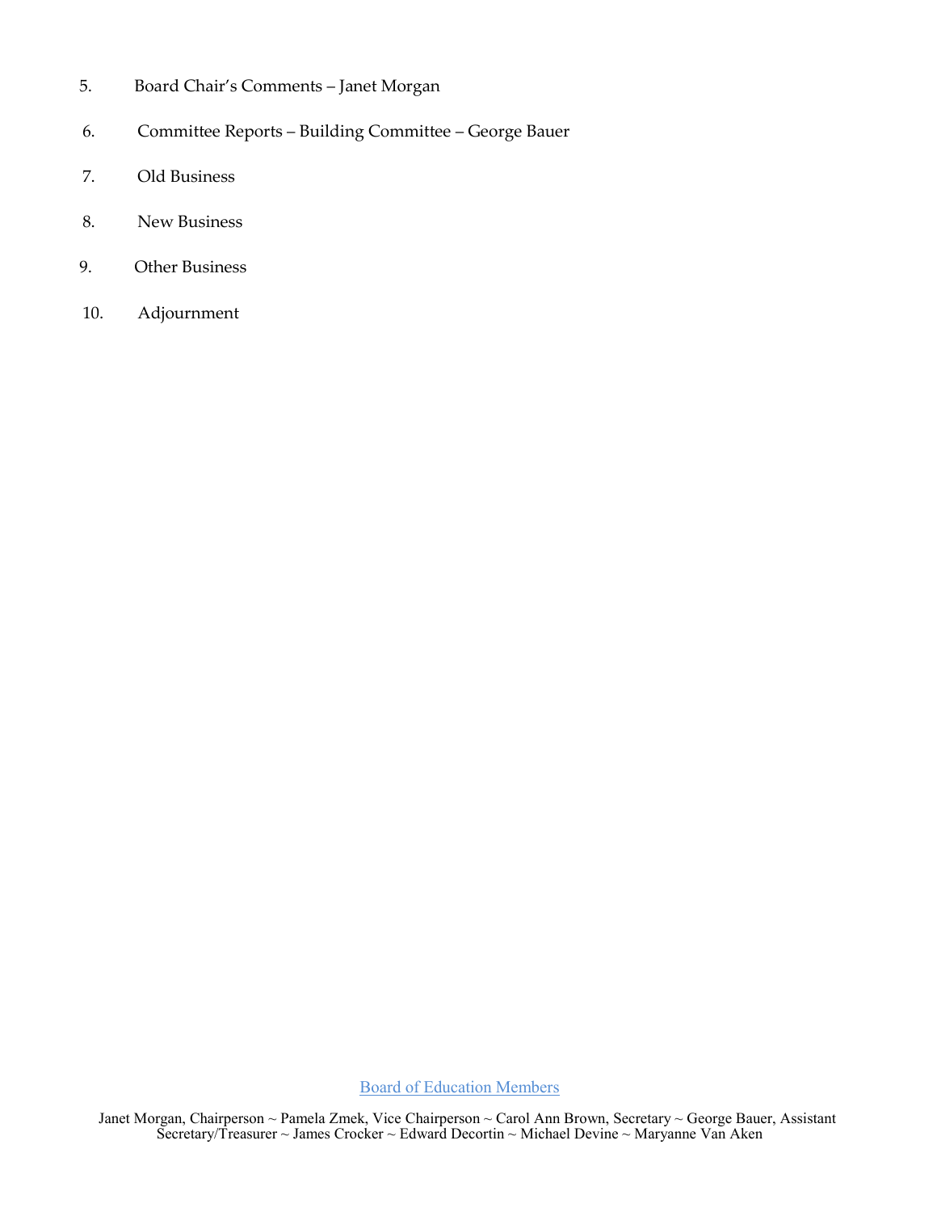5. Board Chair's Comments – Janet Morgan
6. Committee Reports – Building Committee – George Bauer
7. Old Business
8. New Business
9. Other Business
10. Adjournment

Board of Education Members

Janet Morgan, Chairperson ~ Pamela Zmek, Vice Chairperson ~ Carol Ann Brown, Secretary ~ George Bauer, Assistant Secretary/Treasurer ~ James Crocker ~ Edward Decortin ~ Michael Devine ~ Maryanne Van Aken